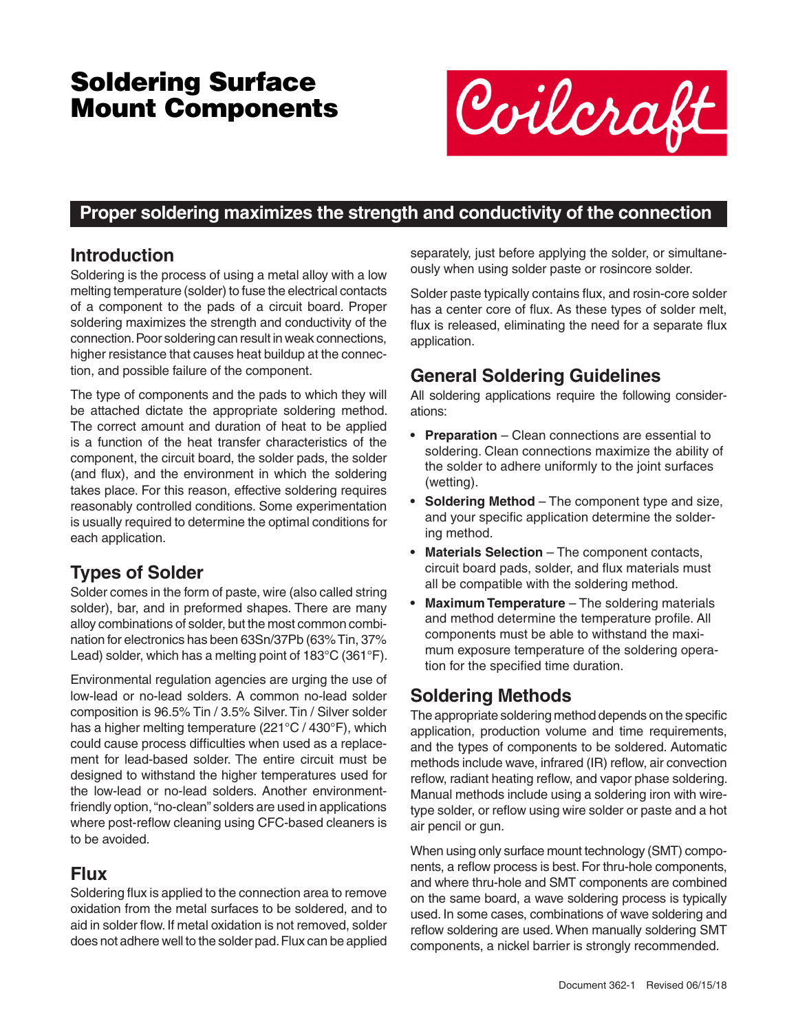# Soldering Surface Mount Components

Coilcraft

**Proper soldering maximizes the strength and conductivity of the connection**

## Introduction

Soldering is the process of using a metal alloy with a low melting temperature (solder) to fuse the electrical contacts of a component to the pads of a circuit board. Proper soldering maximizes the strength and conductivity of the connection. Poor soldering can result in weak connections, higher resistance that causes heat buildup at the connection, and possible failure of the component.

The type of components and the pads to which they will be attached dictate the appropriate soldering method. The correct amount and duration of heat to be applied is a function of the heat transfer characteristics of the component, the circuit board, the solder pads, the solder (and flux), and the environment in which the soldering takes place. For this reason, effective soldering requires reasonably controlled conditions. Some experimentation is usually required to determine the optimal conditions for each application.

## Types of Solder

Solder comes in the form of paste, wire (also called string solder), bar, and in preformed shapes. There are many alloy combinations of solder, but the most common combination for electronics has been 63Sn/37Pb (63% Tin, 37% Lead) solder, which has a melting point of 183°C (361°F).

Environmental regulation agencies are urging the use of low-lead or no-lead solders. A common no-lead solder composition is 96.5% Tin / 3.5% Silver. Tin / Silver solder has a higher melting temperature (221°C / 430°F), which could cause process difficulties when used as a replacement for lead-based solder. The entire circuit must be designed to withstand the higher temperatures used for the low-lead or no-lead solders. Another environment-friendly option, "no-clean" solders are used in applications where post-reflow cleaning using CFC-based cleaners is to be avoided.

## Flux

Soldering flux is applied to the connection area to remove oxidation from the metal surfaces to be soldered, and to aid in solder flow. If metal oxidation is not removed, solder does not adhere well to the solder pad. Flux can be applied separately, just before applying the solder, or simultaneously when using solder paste or rosincore solder.

Solder paste typically contains flux, and rosin-core solder has a center core of flux. As these types of solder melt, flux is released, eliminating the need for a separate flux application.

## General Soldering Guidelines

All soldering applications require the following considerations:

- **Preparation** – Clean connections are essential to soldering. Clean connections maximize the ability of the solder to adhere uniformly to the joint surfaces (wetting).
- **Soldering Method** – The component type and size, and your specific application determine the soldering method.
- **Materials Selection** – The component contacts, circuit board pads, solder, and flux materials must all be compatible with the soldering method.
- **Maximum Temperature** – The soldering materials and method determine the temperature profile. All components must be able to withstand the maximum exposure temperature of the soldering operation for the specified time duration.

## Soldering Methods

The appropriate soldering method depends on the specific application, production volume and time requirements, and the types of components to be soldered. Automatic methods include wave, infrared (IR) reflow, air convection reflow, radiant heating reflow, and vapor phase soldering. Manual methods include using a soldering iron with wire-type solder, or reflow using wire solder or paste and a hot air pencil or gun.

When using only surface mount technology (SMT) components, a reflow process is best. For thru-hole components, and where thru-hole and SMT components are combined on the same board, a wave soldering process is typically used. In some cases, combinations of wave soldering and reflow soldering are used. When manually soldering SMT components, a nickel barrier is strongly recommended.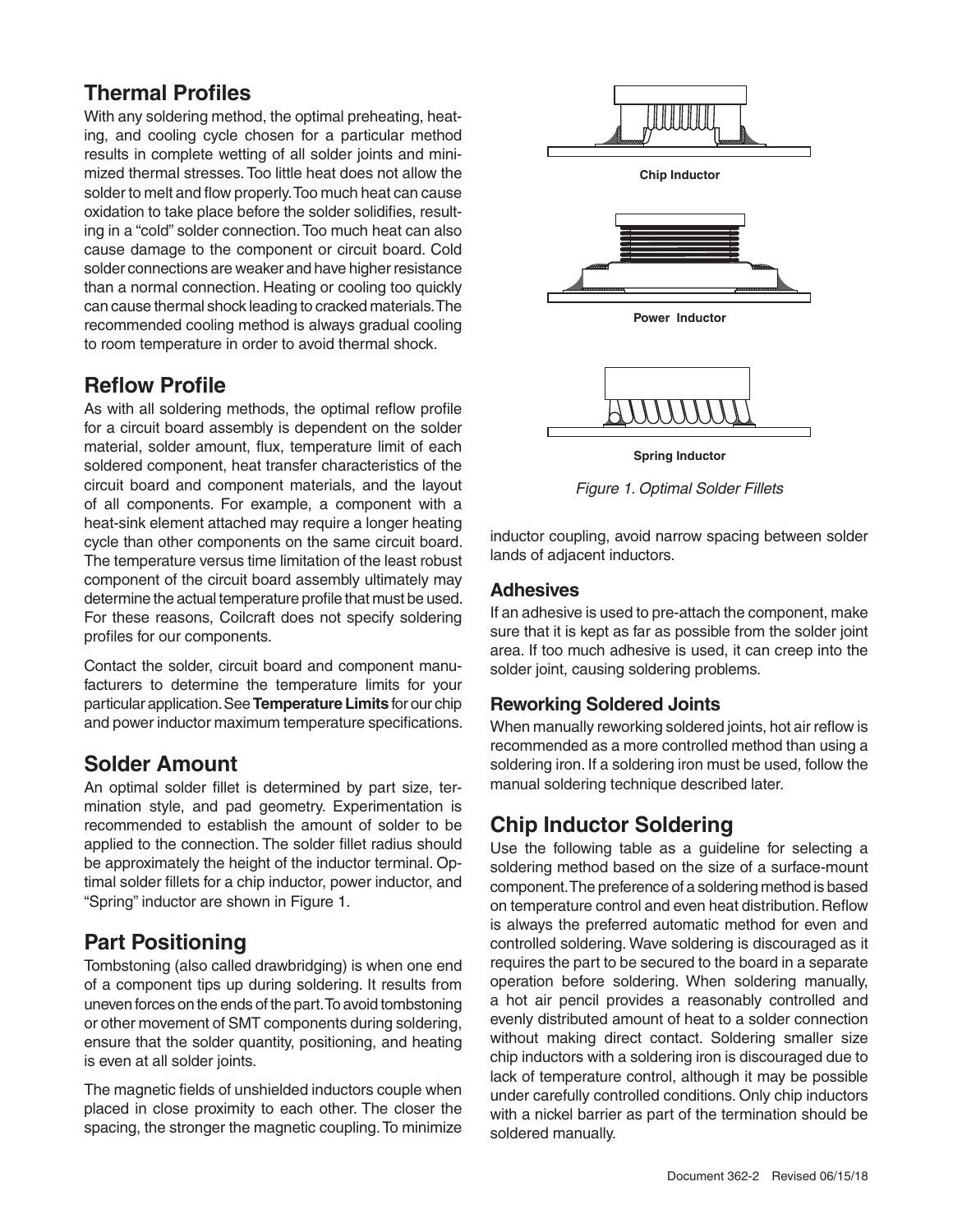## Thermal Profiles

With any soldering method, the optimal preheating, heating, and cooling cycle chosen for a particular method results in complete wetting of all solder joints and minimized thermal stresses. Too little heat does not allow the solder to melt and flow properly. Too much heat can cause oxidation to take place before the solder solidifies, resulting in a "cold" solder connection. Too much heat can also cause damage to the component or circuit board. Cold solder connections are weaker and have higher resistance than a normal connection. Heating or cooling too quickly can cause thermal shock leading to cracked materials. The recommended cooling method is always gradual cooling to room temperature in order to avoid thermal shock.

## Reflow Profile

As with all soldering methods, the optimal reflow profile for a circuit board assembly is dependent on the solder material, solder amount, flux, temperature limit of each soldered component, heat transfer characteristics of the circuit board and component materials, and the layout of all components. For example, a component with a heat-sink element attached may require a longer heating cycle than other components on the same circuit board. The temperature versus time limitation of the least robust component of the circuit board assembly ultimately may determine the actual temperature profile that must be used. For these reasons, Coilcraft does not specify soldering profiles for our components.

Contact the solder, circuit board and component manufacturers to determine the temperature limits for your particular application. See **Temperature Limits** for our chip and power inductor maximum temperature specifications.

## Solder Amount

An optimal solder fillet is determined by part size, termination style, and pad geometry. Experimentation is recommended to establish the amount of solder to be applied to the connection. The solder fillet radius should be approximately the height of the inductor terminal. Optimal solder fillets for a chip inductor, power inductor, and "Spring" inductor are shown in Figure 1.

Chip Inductor

Power Inductor

Spring Inductor

*Figure 1. Optimal Solder Fillets*

## Part Positioning

Tombstoning (also called drawbridging) is when one end of a component tips up during soldering. It results from uneven forces on the ends of the part. To avoid tombstoning or other movement of SMT components during soldering, ensure that the solder quantity, positioning, and heating is even at all solder joints.

The magnetic fields of unshielded inductors couple when placed in close proximity to each other. The closer the spacing, the stronger the magnetic coupling. To minimize inductor coupling, avoid narrow spacing between solder lands of adjacent inductors.

### Adhesives

If an adhesive is used to pre-attach the component, make sure that it is kept as far as possible from the solder joint area. If too much adhesive is used, it can creep into the solder joint, causing soldering problems.

### Reworking Soldered Joints

When manually reworking soldered joints, hot air reflow is recommended as a more controlled method than using a soldering iron. If a soldering iron must be used, follow the manual soldering technique described later.

## Chip Inductor Soldering

Use the following table as a guideline for selecting a soldering method based on the size of a surface-mount component. The preference of a soldering method is based on temperature control and even heat distribution. Reflow is always the preferred automatic method for even and controlled soldering. Wave soldering is discouraged as it requires the part to be secured to the board in a separate operation before soldering. When soldering manually, a hot air pencil provides a reasonably controlled and evenly distributed amount of heat to a solder connection without making direct contact. Soldering smaller size chip inductors with a soldering iron is discouraged due to lack of temperature control, although it may be possible under carefully controlled conditions. Only chip inductors with a nickel barrier as part of the termination should be soldered manually.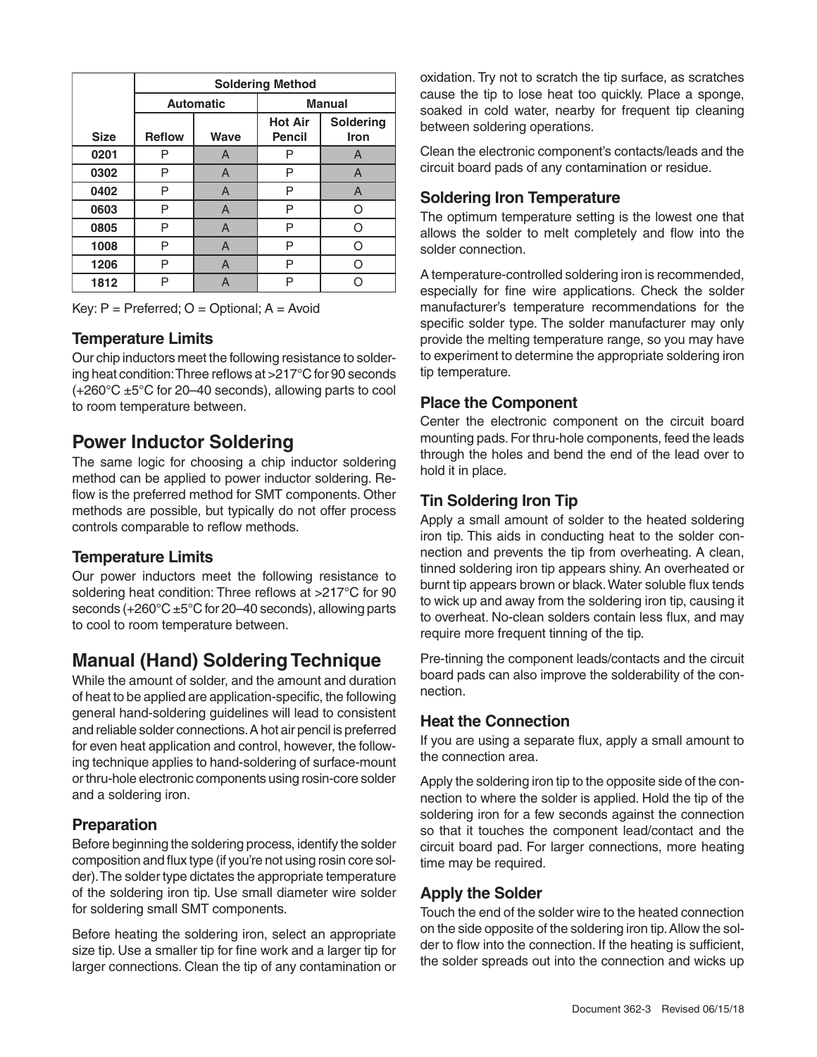| | Soldering Method | | | |
|---|---|---|---|---|
| | Automatic | | Manual | |
| Size | Reflow | Wave | Hot Air Pencil | Soldering Iron |
| 0201 | P | A | P | A |
| 0302 | P | A | P | A |
| 0402 | P | A | P | A |
| 0603 | P | A | P | O |
| 0805 | P | A | P | O |
| 1008 | P | A | P | O |
| 1206 | P | A | P | O |
| 1812 | P | A | P | O |

Key: P = Preferred; O = Optional; A = Avoid

### Temperature Limits

Our chip inductors meet the following resistance to soldering heat condition: Three reflows at >217°C for 90 seconds (+260°C ±5°C for 20–40 seconds), allowing parts to cool to room temperature between.

## Power Inductor Soldering

The same logic for choosing a chip inductor soldering method can be applied to power inductor soldering. Reflow is the preferred method for SMT components. Other methods are possible, but typically do not offer process controls comparable to reflow methods.

### Temperature Limits

Our power inductors meet the following resistance to soldering heat condition: Three reflows at >217°C for 90 seconds (+260°C ±5°C for 20–40 seconds), allowing parts to cool to room temperature between.

## Manual (Hand) Soldering Technique

While the amount of solder, and the amount and duration of heat to be applied are application-specific, the following general hand-soldering guidelines will lead to consistent and reliable solder connections. A hot air pencil is preferred for even heat application and control, however, the following technique applies to hand-soldering of surface-mount or thru-hole electronic components using rosin-core solder and a soldering iron.

### Preparation

Before beginning the soldering process, identify the solder composition and flux type (if you're not using rosin core solder). The solder type dictates the appropriate temperature of the soldering iron tip. Use small diameter wire solder for soldering small SMT components.

Before heating the soldering iron, select an appropriate size tip. Use a smaller tip for fine work and a larger tip for larger connections. Clean the tip of any contamination or oxidation. Try not to scratch the tip surface, as scratches cause the tip to lose heat too quickly. Place a sponge, soaked in cold water, nearby for frequent tip cleaning between soldering operations.

Clean the electronic component's contacts/leads and the circuit board pads of any contamination or residue.

### Soldering Iron Temperature

The optimum temperature setting is the lowest one that allows the solder to melt completely and flow into the solder connection.

A temperature-controlled soldering iron is recommended, especially for fine wire applications. Check the solder manufacturer's temperature recommendations for the specific solder type. The solder manufacturer may only provide the melting temperature range, so you may have to experiment to determine the appropriate soldering iron tip temperature.

### Place the Component

Center the electronic component on the circuit board mounting pads. For thru-hole components, feed the leads through the holes and bend the end of the lead over to hold it in place.

### Tin Soldering Iron Tip

Apply a small amount of solder to the heated soldering iron tip. This aids in conducting heat to the solder connection and prevents the tip from overheating. A clean, tinned soldering iron tip appears shiny. An overheated or burnt tip appears brown or black. Water soluble flux tends to wick up and away from the soldering iron tip, causing it to overheat. No-clean solders contain less flux, and may require more frequent tinning of the tip.

Pre-tinning the component leads/contacts and the circuit board pads can also improve the solderability of the connection.

### Heat the Connection

If you are using a separate flux, apply a small amount to the connection area.

Apply the soldering iron tip to the opposite side of the connection to where the solder is applied. Hold the tip of the soldering iron for a few seconds against the connection so that it touches the component lead/contact and the circuit board pad. For larger connections, more heating time may be required.

### Apply the Solder

Touch the end of the solder wire to the heated connection on the side opposite of the soldering iron tip. Allow the solder to flow into the connection. If the heating is sufficient, the solder spreads out into the connection and wicks up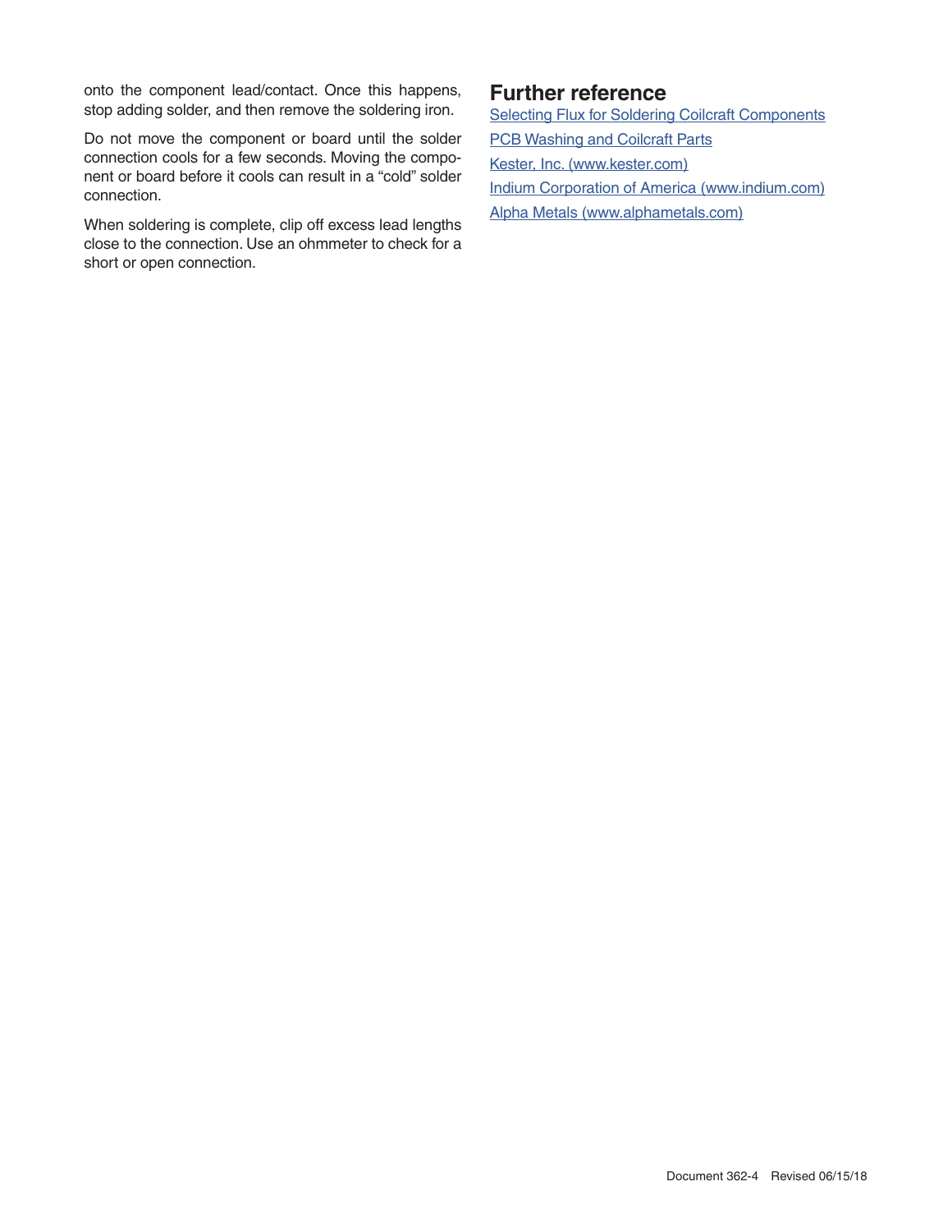onto the component lead/contact. Once this happens, stop adding solder, and then remove the soldering iron.

Do not move the component or board until the solder connection cools for a few seconds. Moving the component or board before it cools can result in a "cold" solder connection.

When soldering is complete, clip off excess lead lengths close to the connection. Use an ohmmeter to check for a short or open connection.

## Further reference

Selecting Flux for Soldering Coilcraft Components

PCB Washing and Coilcraft Parts

Kester, Inc. (www.kester.com)

Indium Corporation of America (www.indium.com)

Alpha Metals (www.alphametals.com)

Document 362-4 Revised 06/15/18